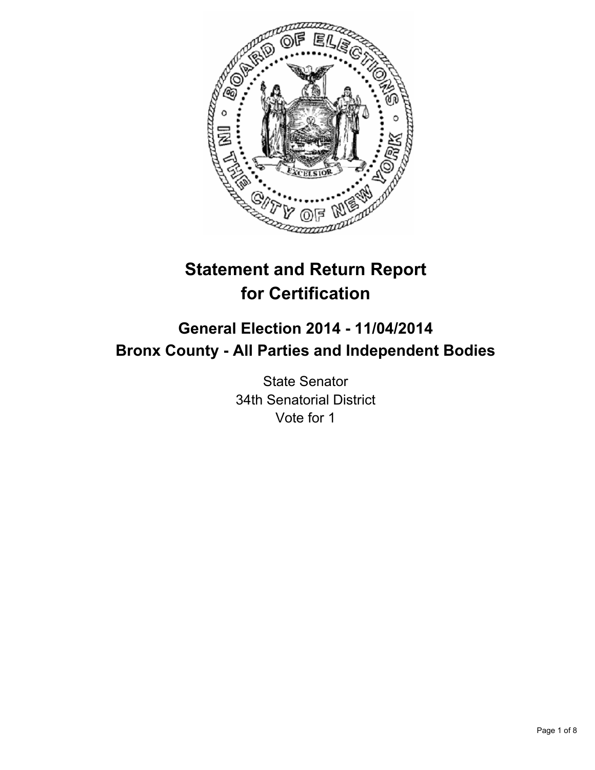# Statement and Return Report for Certification

## General Election 2014 - 11/04/2014
## Bronx County - All Parties and Independent Bodies

State Senator
34th Senatorial District
Vote for 1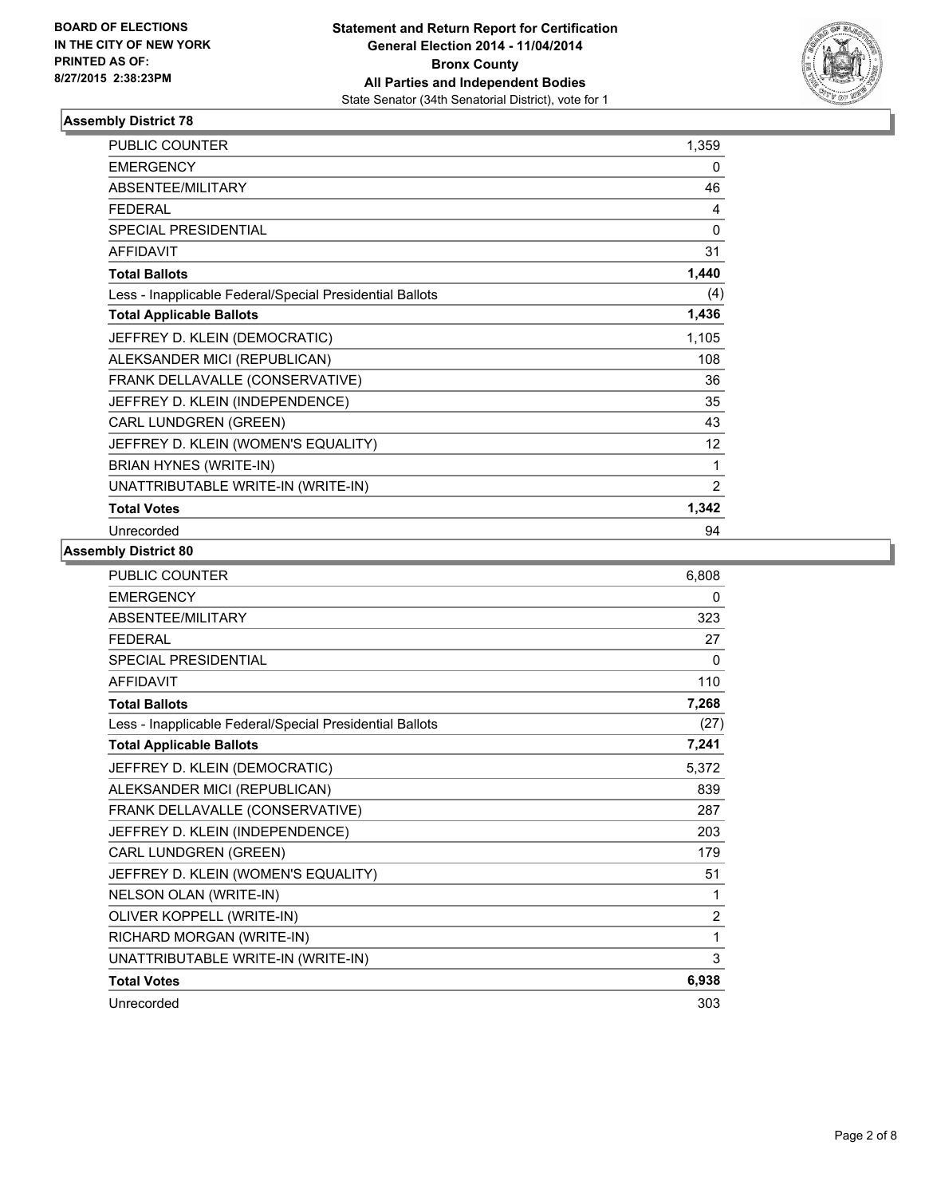BOARD OF ELECTIONS
IN THE CITY OF NEW YORK
PRINTED AS OF:
8/27/2015 2:38:23PM

**Statement and Return Report for Certification**
**General Election 2014 - 11/04/2014**
**Bronx County**
**All Parties and Independent Bodies**
State Senator (34th Senatorial District), vote for 1

### Assembly District 78

| | |
|---|---|
| PUBLIC COUNTER | 1,359 |
| EMERGENCY | 0 |
| ABSENTEE/MILITARY | 46 |
| FEDERAL | 4 |
| SPECIAL PRESIDENTIAL | 0 |
| AFFIDAVIT | 31 |
| **Total Ballots** | **1,440** |
| Less - Inapplicable Federal/Special Presidential Ballots | (4) |
| **Total Applicable Ballots** | **1,436** |
| JEFFREY D. KLEIN (DEMOCRATIC) | 1,105 |
| ALEKSANDER MICI (REPUBLICAN) | 108 |
| FRANK DELLAVALLE (CONSERVATIVE) | 36 |
| JEFFREY D. KLEIN (INDEPENDENCE) | 35 |
| CARL LUNDGREN (GREEN) | 43 |
| JEFFREY D. KLEIN (WOMEN'S EQUALITY) | 12 |
| BRIAN HYNES (WRITE-IN) | 1 |
| UNATTRIBUTABLE WRITE-IN (WRITE-IN) | 2 |
| **Total Votes** | **1,342** |
| Unrecorded | 94 |

### Assembly District 80

| | |
|---|---|
| PUBLIC COUNTER | 6,808 |
| EMERGENCY | 0 |
| ABSENTEE/MILITARY | 323 |
| FEDERAL | 27 |
| SPECIAL PRESIDENTIAL | 0 |
| AFFIDAVIT | 110 |
| **Total Ballots** | **7,268** |
| Less - Inapplicable Federal/Special Presidential Ballots | (27) |
| **Total Applicable Ballots** | **7,241** |
| JEFFREY D. KLEIN (DEMOCRATIC) | 5,372 |
| ALEKSANDER MICI (REPUBLICAN) | 839 |
| FRANK DELLAVALLE (CONSERVATIVE) | 287 |
| JEFFREY D. KLEIN (INDEPENDENCE) | 203 |
| CARL LUNDGREN (GREEN) | 179 |
| JEFFREY D. KLEIN (WOMEN'S EQUALITY) | 51 |
| NELSON OLAN (WRITE-IN) | 1 |
| OLIVER KOPPELL (WRITE-IN) | 2 |
| RICHARD MORGAN (WRITE-IN) | 1 |
| UNATTRIBUTABLE WRITE-IN (WRITE-IN) | 3 |
| **Total Votes** | **6,938** |
| Unrecorded | 303 |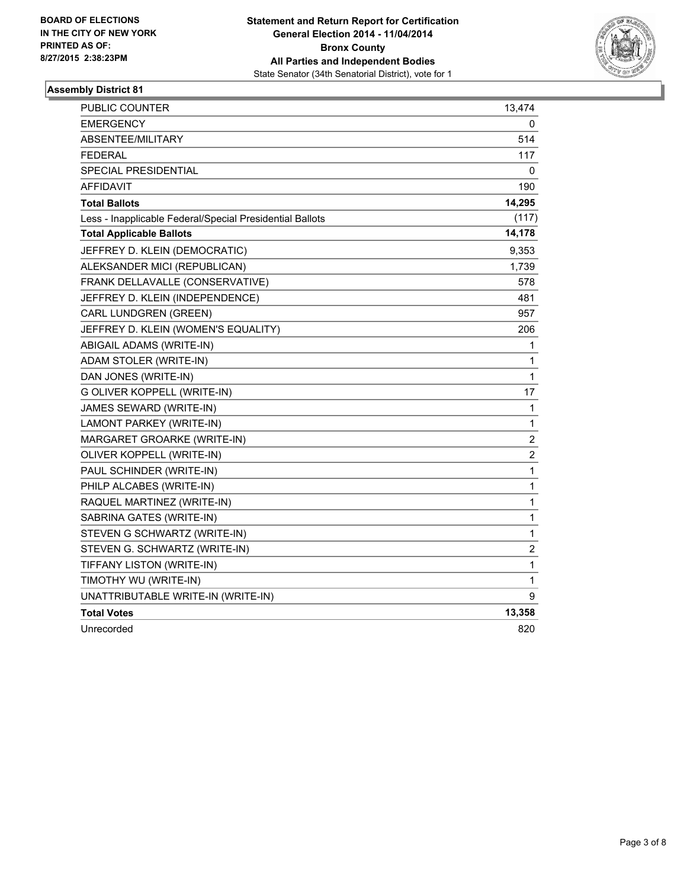**BOARD OF ELECTIONS**
**IN THE CITY OF NEW YORK**
**PRINTED AS OF:**
**8/27/2015 2:38:23PM**

**Statement and Return Report for Certification**
**General Election 2014 - 11/04/2014**
**Bronx County**
**All Parties and Independent Bodies**
State Senator (34th Senatorial District), vote for 1

## Assembly District 81

| | |
|---|---|
| PUBLIC COUNTER | 13,474 |
| EMERGENCY | 0 |
| ABSENTEE/MILITARY | 514 |
| FEDERAL | 117 |
| SPECIAL PRESIDENTIAL | 0 |
| AFFIDAVIT | 190 |
| **Total Ballots** | **14,295** |
| Less - Inapplicable Federal/Special Presidential Ballots | (117) |
| **Total Applicable Ballots** | **14,178** |
| JEFFREY D. KLEIN (DEMOCRATIC) | 9,353 |
| ALEKSANDER MICI (REPUBLICAN) | 1,739 |
| FRANK DELLAVALLE (CONSERVATIVE) | 578 |
| JEFFREY D. KLEIN (INDEPENDENCE) | 481 |
| CARL LUNDGREN (GREEN) | 957 |
| JEFFREY D. KLEIN (WOMEN'S EQUALITY) | 206 |
| ABIGAIL ADAMS (WRITE-IN) | 1 |
| ADAM STOLER (WRITE-IN) | 1 |
| DAN JONES (WRITE-IN) | 1 |
| G OLIVER KOPPELL (WRITE-IN) | 17 |
| JAMES SEWARD (WRITE-IN) | 1 |
| LAMONT PARKEY (WRITE-IN) | 1 |
| MARGARET GROARKE (WRITE-IN) | 2 |
| OLIVER KOPPELL (WRITE-IN) | 2 |
| PAUL SCHINDER (WRITE-IN) | 1 |
| PHILP ALCABES (WRITE-IN) | 1 |
| RAQUEL MARTINEZ (WRITE-IN) | 1 |
| SABRINA GATES (WRITE-IN) | 1 |
| STEVEN G SCHWARTZ (WRITE-IN) | 1 |
| STEVEN G. SCHWARTZ (WRITE-IN) | 2 |
| TIFFANY LISTON (WRITE-IN) | 1 |
| TIMOTHY WU (WRITE-IN) | 1 |
| UNATTRIBUTABLE WRITE-IN (WRITE-IN) | 9 |
| **Total Votes** | **13,358** |
| Unrecorded | 820 |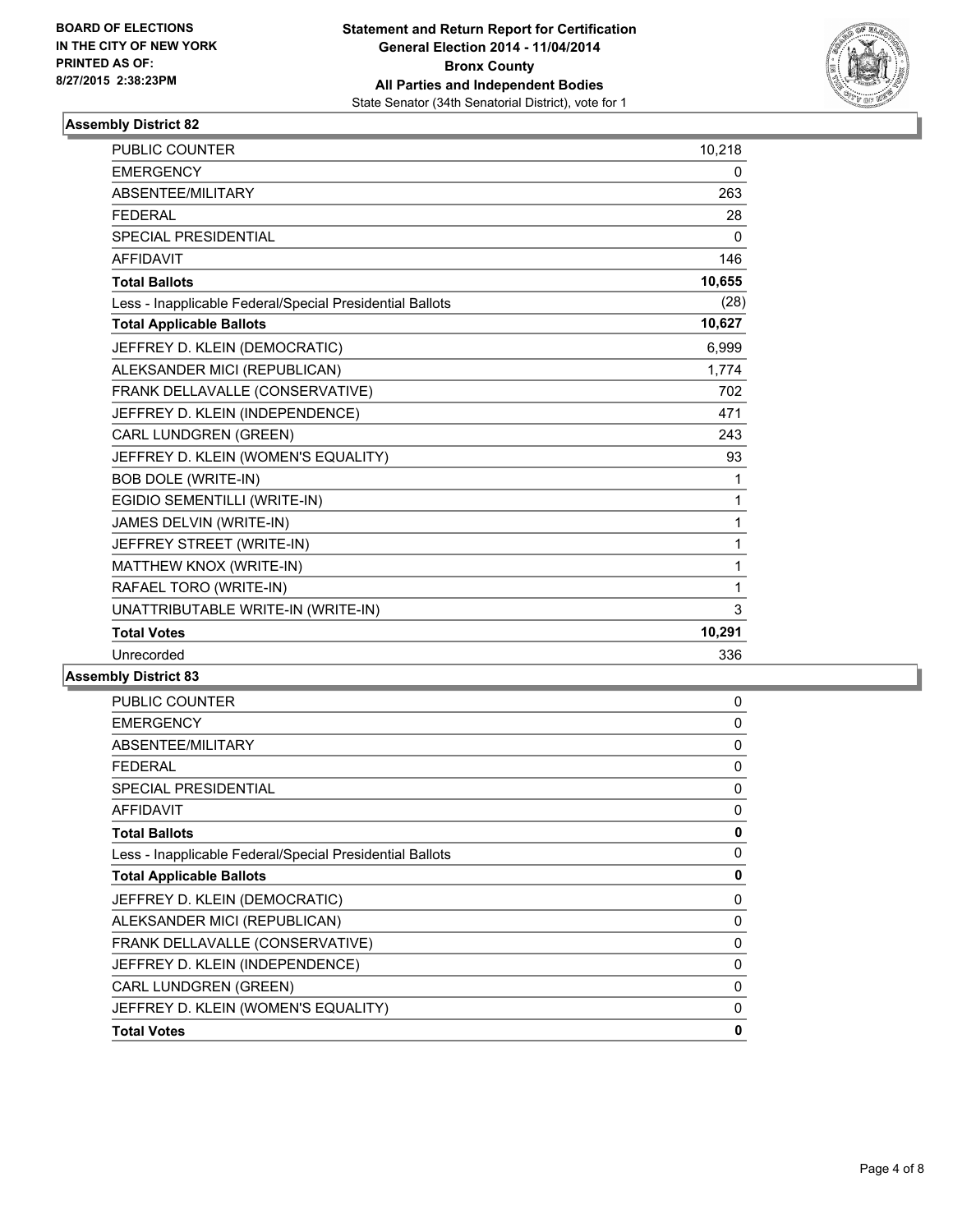**BOARD OF ELECTIONS IN THE CITY OF NEW YORK PRINTED AS OF: 8/27/2015 2:38:23PM**

**Statement and Return Report for Certification General Election 2014 - 11/04/2014 Bronx County All Parties and Independent Bodies**
State Senator (34th Senatorial District), vote for 1

### Assembly District 82

| | |
|---|---|
| PUBLIC COUNTER | 10,218 |
| EMERGENCY | 0 |
| ABSENTEE/MILITARY | 263 |
| FEDERAL | 28 |
| SPECIAL PRESIDENTIAL | 0 |
| AFFIDAVIT | 146 |
| **Total Ballots** | **10,655** |
| Less - Inapplicable Federal/Special Presidential Ballots | (28) |
| **Total Applicable Ballots** | **10,627** |
| JEFFREY D. KLEIN (DEMOCRATIC) | 6,999 |
| ALEKSANDER MICI (REPUBLICAN) | 1,774 |
| FRANK DELLAVALLE (CONSERVATIVE) | 702 |
| JEFFREY D. KLEIN (INDEPENDENCE) | 471 |
| CARL LUNDGREN (GREEN) | 243 |
| JEFFREY D. KLEIN (WOMEN'S EQUALITY) | 93 |
| BOB DOLE (WRITE-IN) | 1 |
| EGIDIO SEMENTILLI (WRITE-IN) | 1 |
| JAMES DELVIN (WRITE-IN) | 1 |
| JEFFREY STREET (WRITE-IN) | 1 |
| MATTHEW KNOX (WRITE-IN) | 1 |
| RAFAEL TORO (WRITE-IN) | 1 |
| UNATTRIBUTABLE WRITE-IN (WRITE-IN) | 3 |
| **Total Votes** | **10,291** |
| Unrecorded | 336 |

### Assembly District 83

| | |
|---|---|
| PUBLIC COUNTER | 0 |
| EMERGENCY | 0 |
| ABSENTEE/MILITARY | 0 |
| FEDERAL | 0 |
| SPECIAL PRESIDENTIAL | 0 |
| AFFIDAVIT | 0 |
| **Total Ballots** | **0** |
| Less - Inapplicable Federal/Special Presidential Ballots | 0 |
| **Total Applicable Ballots** | **0** |
| JEFFREY D. KLEIN (DEMOCRATIC) | 0 |
| ALEKSANDER MICI (REPUBLICAN) | 0 |
| FRANK DELLAVALLE (CONSERVATIVE) | 0 |
| JEFFREY D. KLEIN (INDEPENDENCE) | 0 |
| CARL LUNDGREN (GREEN) | 0 |
| JEFFREY D. KLEIN (WOMEN'S EQUALITY) | 0 |
| **Total Votes** | **0** |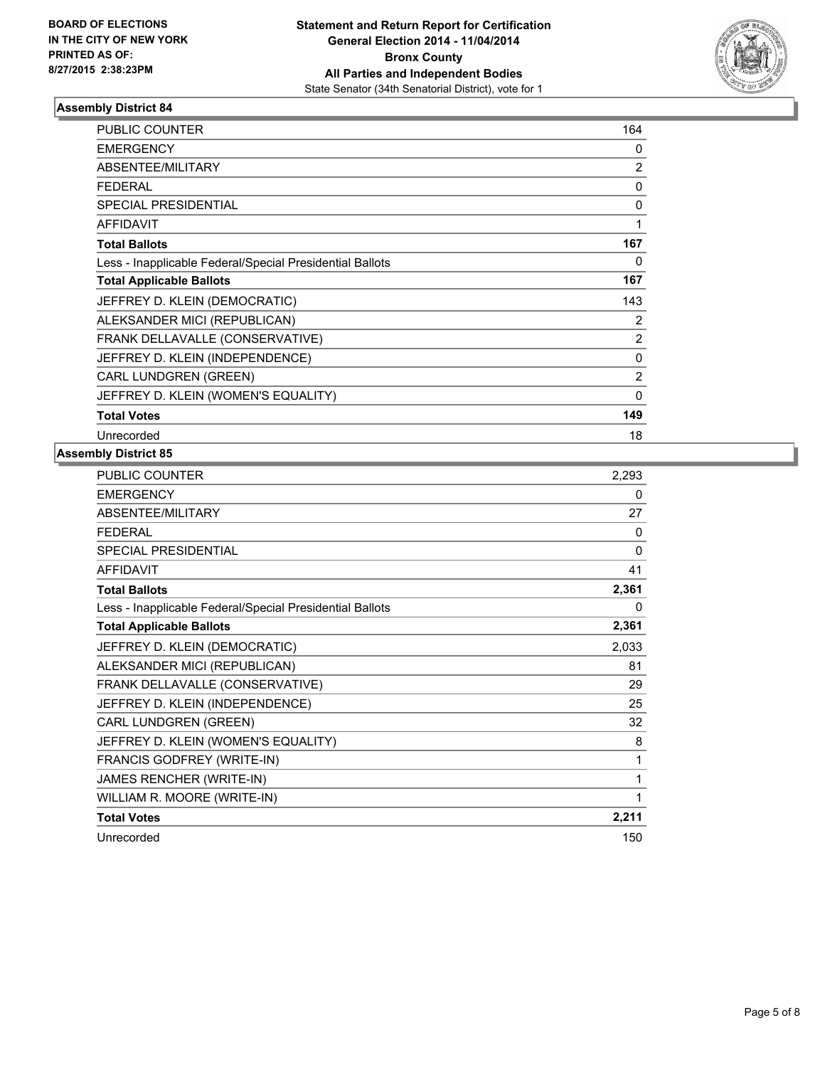**BOARD OF ELECTIONS IN THE CITY OF NEW YORK PRINTED AS OF: 8/27/2015 2:38:23PM**

**Statement and Return Report for Certification General Election 2014 - 11/04/2014 Bronx County All Parties and Independent Bodies**
State Senator (34th Senatorial District), vote for 1

### Assembly District 84

| | |
|---|---|
| PUBLIC COUNTER | 164 |
| EMERGENCY | 0 |
| ABSENTEE/MILITARY | 2 |
| FEDERAL | 0 |
| SPECIAL PRESIDENTIAL | 0 |
| AFFIDAVIT | 1 |
| **Total Ballots** | **167** |
| Less - Inapplicable Federal/Special Presidential Ballots | 0 |
| **Total Applicable Ballots** | **167** |
| JEFFREY D. KLEIN (DEMOCRATIC) | 143 |
| ALEKSANDER MICI (REPUBLICAN) | 2 |
| FRANK DELLAVALLE (CONSERVATIVE) | 2 |
| JEFFREY D. KLEIN (INDEPENDENCE) | 0 |
| CARL LUNDGREN (GREEN) | 2 |
| JEFFREY D. KLEIN (WOMEN'S EQUALITY) | 0 |
| **Total Votes** | **149** |
| Unrecorded | 18 |

### Assembly District 85

| | |
|---|---|
| PUBLIC COUNTER | 2,293 |
| EMERGENCY | 0 |
| ABSENTEE/MILITARY | 27 |
| FEDERAL | 0 |
| SPECIAL PRESIDENTIAL | 0 |
| AFFIDAVIT | 41 |
| **Total Ballots** | **2,361** |
| Less - Inapplicable Federal/Special Presidential Ballots | 0 |
| **Total Applicable Ballots** | **2,361** |
| JEFFREY D. KLEIN (DEMOCRATIC) | 2,033 |
| ALEKSANDER MICI (REPUBLICAN) | 81 |
| FRANK DELLAVALLE (CONSERVATIVE) | 29 |
| JEFFREY D. KLEIN (INDEPENDENCE) | 25 |
| CARL LUNDGREN (GREEN) | 32 |
| JEFFREY D. KLEIN (WOMEN'S EQUALITY) | 8 |
| FRANCIS GODFREY (WRITE-IN) | 1 |
| JAMES RENCHER (WRITE-IN) | 1 |
| WILLIAM R. MOORE (WRITE-IN) | 1 |
| **Total Votes** | **2,211** |
| Unrecorded | 150 |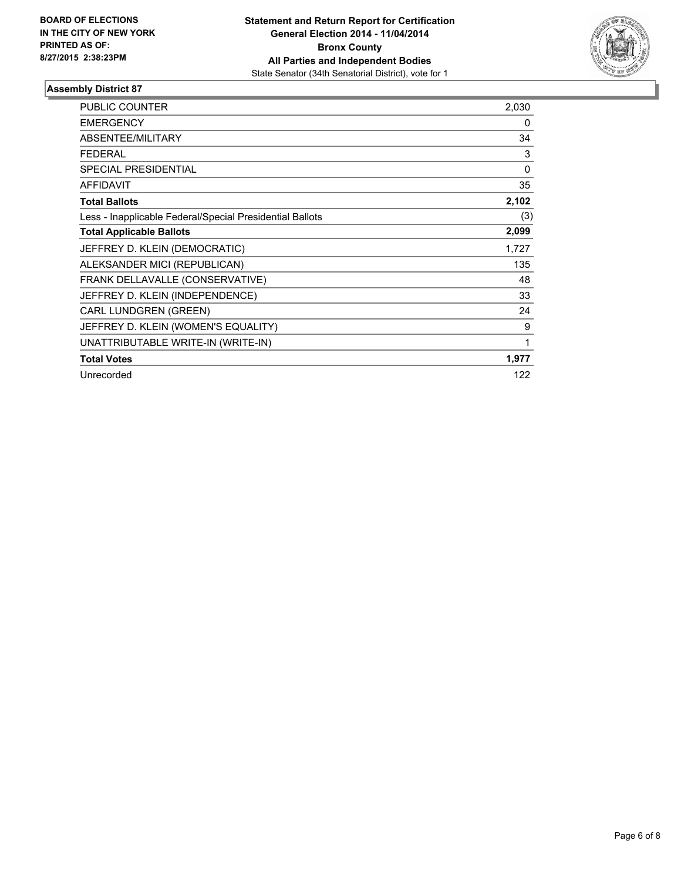**BOARD OF ELECTIONS IN THE CITY OF NEW YORK PRINTED AS OF: 8/27/2015 2:38:23PM**

**Statement and Return Report for Certification General Election 2014 - 11/04/2014 Bronx County All Parties and Independent Bodies**
State Senator (34th Senatorial District), vote for 1

### Assembly District 87

| | |
|---|---|
| PUBLIC COUNTER | 2,030 |
| EMERGENCY | 0 |
| ABSENTEE/MILITARY | 34 |
| FEDERAL | 3 |
| SPECIAL PRESIDENTIAL | 0 |
| AFFIDAVIT | 35 |
| **Total Ballots** | **2,102** |
| Less - Inapplicable Federal/Special Presidential Ballots | (3) |
| **Total Applicable Ballots** | **2,099** |
| JEFFREY D. KLEIN (DEMOCRATIC) | 1,727 |
| ALEKSANDER MICI (REPUBLICAN) | 135 |
| FRANK DELLAVALLE (CONSERVATIVE) | 48 |
| JEFFREY D. KLEIN (INDEPENDENCE) | 33 |
| CARL LUNDGREN (GREEN) | 24 |
| JEFFREY D. KLEIN (WOMEN'S EQUALITY) | 9 |
| UNATTRIBUTABLE WRITE-IN (WRITE-IN) | 1 |
| **Total Votes** | **1,977** |
| Unrecorded | 122 |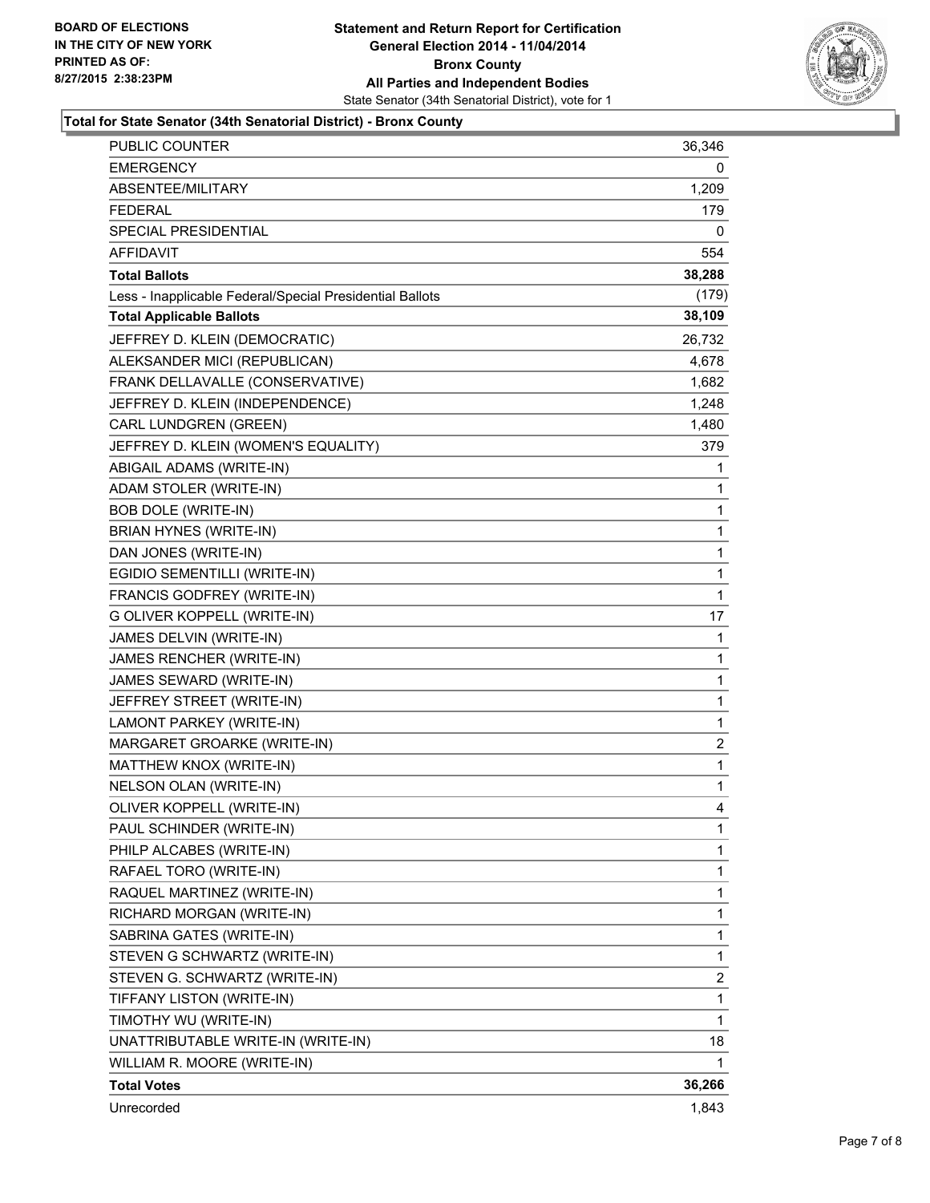BOARD OF ELECTIONS
IN THE CITY OF NEW YORK
PRINTED AS OF:
8/27/2015 2:38:23PM

**Statement and Return Report for Certification**
**General Election 2014 - 11/04/2014**
**Bronx County**
**All Parties and Independent Bodies**
State Senator (34th Senatorial District), vote for 1

### Total for State Senator (34th Senatorial District) - Bronx County

| | |
|---|---|
| PUBLIC COUNTER | 36,346 |
| EMERGENCY | 0 |
| ABSENTEE/MILITARY | 1,209 |
| FEDERAL | 179 |
| SPECIAL PRESIDENTIAL | 0 |
| AFFIDAVIT | 554 |
| **Total Ballots** | **38,288** |
| Less - Inapplicable Federal/Special Presidential Ballots | (179) |
| **Total Applicable Ballots** | **38,109** |
| JEFFREY D. KLEIN (DEMOCRATIC) | 26,732 |
| ALEKSANDER MICI (REPUBLICAN) | 4,678 |
| FRANK DELLAVALLE (CONSERVATIVE) | 1,682 |
| JEFFREY D. KLEIN (INDEPENDENCE) | 1,248 |
| CARL LUNDGREN (GREEN) | 1,480 |
| JEFFREY D. KLEIN (WOMEN'S EQUALITY) | 379 |
| ABIGAIL ADAMS (WRITE-IN) | 1 |
| ADAM STOLER (WRITE-IN) | 1 |
| BOB DOLE (WRITE-IN) | 1 |
| BRIAN HYNES (WRITE-IN) | 1 |
| DAN JONES (WRITE-IN) | 1 |
| EGIDIO SEMENTILLI (WRITE-IN) | 1 |
| FRANCIS GODFREY (WRITE-IN) | 1 |
| G OLIVER KOPPELL (WRITE-IN) | 17 |
| JAMES DELVIN (WRITE-IN) | 1 |
| JAMES RENCHER (WRITE-IN) | 1 |
| JAMES SEWARD (WRITE-IN) | 1 |
| JEFFREY STREET (WRITE-IN) | 1 |
| LAMONT PARKEY (WRITE-IN) | 1 |
| MARGARET GROARKE (WRITE-IN) | 2 |
| MATTHEW KNOX (WRITE-IN) | 1 |
| NELSON OLAN (WRITE-IN) | 1 |
| OLIVER KOPPELL (WRITE-IN) | 4 |
| PAUL SCHINDER (WRITE-IN) | 1 |
| PHILP ALCABES (WRITE-IN) | 1 |
| RAFAEL TORO (WRITE-IN) | 1 |
| RAQUEL MARTINEZ (WRITE-IN) | 1 |
| RICHARD MORGAN (WRITE-IN) | 1 |
| SABRINA GATES (WRITE-IN) | 1 |
| STEVEN G SCHWARTZ (WRITE-IN) | 1 |
| STEVEN G. SCHWARTZ (WRITE-IN) | 2 |
| TIFFANY LISTON (WRITE-IN) | 1 |
| TIMOTHY WU (WRITE-IN) | 1 |
| UNATTRIBUTABLE WRITE-IN (WRITE-IN) | 18 |
| WILLIAM R. MOORE (WRITE-IN) | 1 |
| **Total Votes** | **36,266** |
| Unrecorded | 1,843 |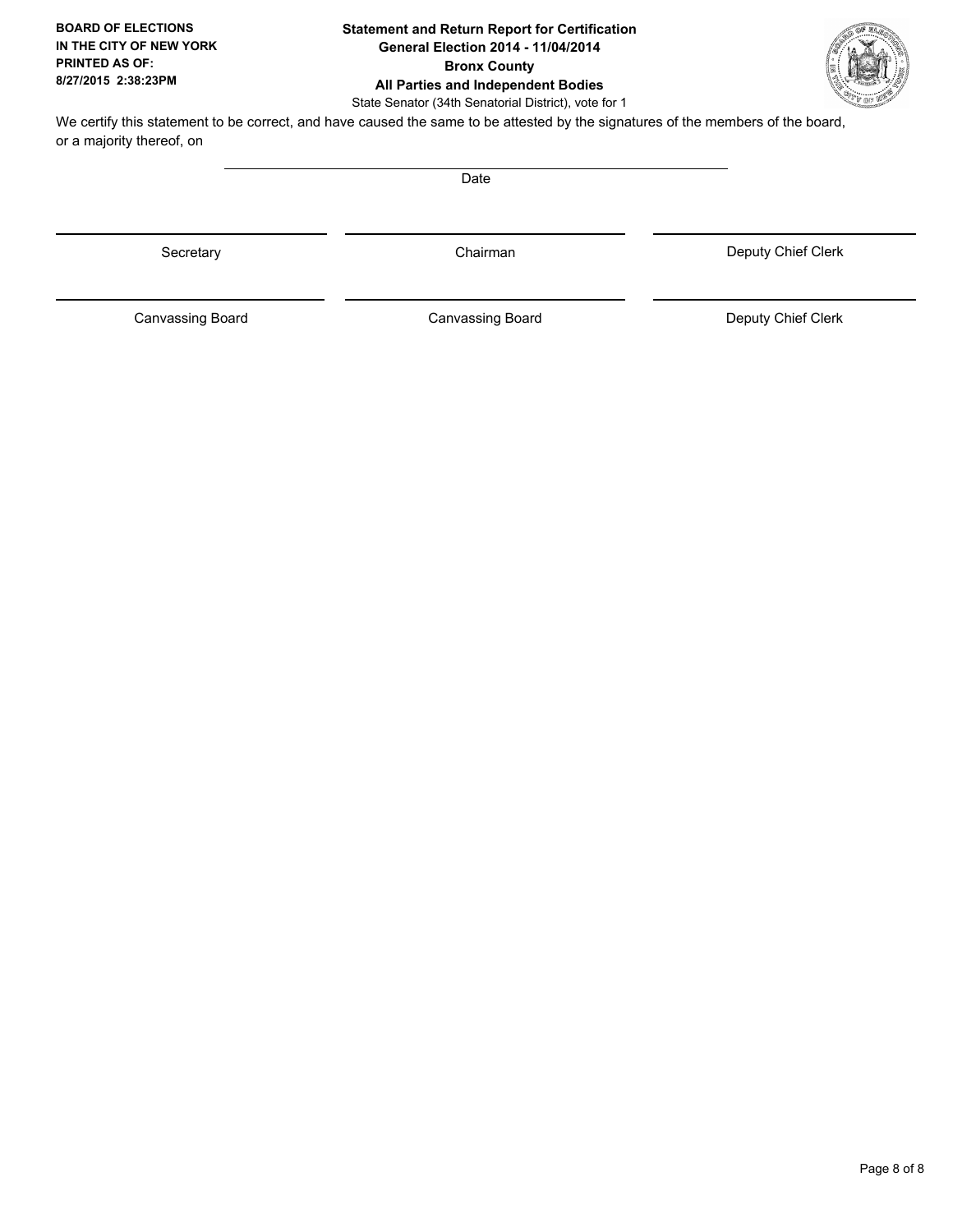**BOARD OF ELECTIONS IN THE CITY OF NEW YORK PRINTED AS OF: 8/27/2015 2:38:23PM**

**Statement and Return Report for Certification**
**General Election 2014 - 11/04/2014**
**Bronx County**
**All Parties and Independent Bodies**
State Senator (34th Senatorial District), vote for 1

We certify this statement to be correct, and have caused the same to be attested by the signatures of the members of the board, or a majority thereof, on

\_\_\_\_\_\_\_\_\_\_\_\_\_\_\_\_\_\_\_\_\_\_\_\_\_\_\_\_\_\_\_\_\_\_\_\_\_\_\_\_
Date

| | | |
|---|---|---|
| Secretary | Chairman | Deputy Chief Clerk |
| Canvassing Board | Canvassing Board | Deputy Chief Clerk |